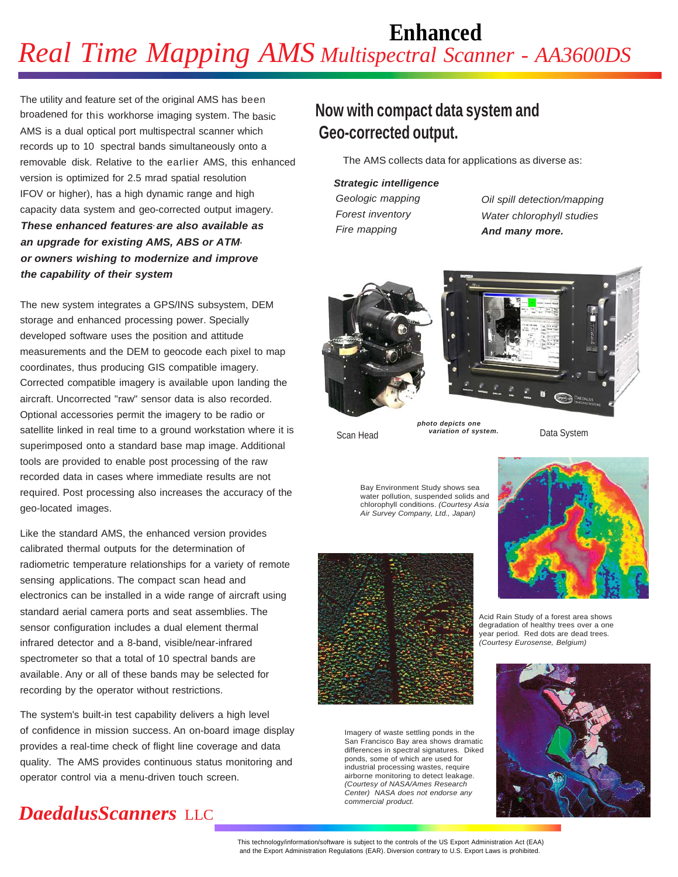# Enhanced Real Time Mapping AMS Multispectral Scanner - AA3600DS

The utility and feature set of the original AMS has been broadened for this workhorse imaging system. The basic AMS is a dual optical port multispectral scanner which records up to 10 spectral bands simultaneously onto a removable disk. Relative to the earlier AMS, this enhanced version is optimized for 2.5 mrad spatial resolution IFOV or higher), has a high dynamic range and high capacity data system and geo-corrected output imagery. ***These enhanced features are also available as an upgrade for existing AMS, ABS or ATM or owners wishing to modernize and improve the capability of their system***

The new system integrates a GPS/INS subsystem, DEM storage and enhanced processing power. Specially developed software uses the position and attitude measurements and the DEM to geocode each pixel to map coordinates, thus producing GIS compatible imagery. Corrected compatible imagery is available upon landing the aircraft. Uncorrected "raw" sensor data is also recorded. Optional accessories permit the imagery to be radio or satellite linked in real time to a ground workstation where it is superimposed onto a standard base map image. Additional tools are provided to enable post processing of the raw recorded data in cases where immediate results are not required. Post processing also increases the accuracy of the geo-located images.

Like the standard AMS, the enhanced version provides calibrated thermal outputs for the determination of radiometric temperature relationships for a variety of remote sensing applications. The compact scan head and electronics can be installed in a wide range of aircraft using standard aerial camera ports and seat assemblies. The sensor configuration includes a dual element thermal infrared detector and a 8-band, visible/near-infrared spectrometer so that a total of 10 spectral bands are available. Any or all of these bands may be selected for recording by the operator without restrictions.

The system's built-in test capability delivers a high level of confidence in mission success. An on-board image display provides a real-time check of flight line coverage and data quality. The AMS provides continuous status monitoring and operator control via a menu-driven touch screen.

## Now with compact data system and Geo-corrected output.

The AMS collects data for applications as diverse as:

- ***Strategic intelligence***
- *Geologic mapping*
- *Forest inventory*
- *Fire mapping*
- *Oil spill detection/mapping*
- *Water chlorophyll studies*
- ***And many more.***

Scan Head

***photo depicts one variation of system.***

Data System

Bay Environment Study shows sea water pollution, suspended solids and chlorophyll conditions. *(Courtesy Asia Air Survey Company, Ltd., Japan)*

Acid Rain Study of a forest area shows degradation of healthy trees over a one year period. Red dots are dead trees. *(Courtesy Eurosense, Belgium)*

Imagery of waste settling ponds in the San Francisco Bay area shows dramatic differences in spectral signatures. Diked ponds, some of which are used for industrial processing wastes, require airborne monitoring to detect leakage. *(Courtesy of NASA/Ames Research Center) NASA does not endorse any commercial product.*

***DaedalusScanners*** LLC

This technology/information/software is subject to the controls of the US Export Administration Act (EAA) and the Export Administration Regulations (EAR). Diversion contrary to U.S. Export Laws is prohibited.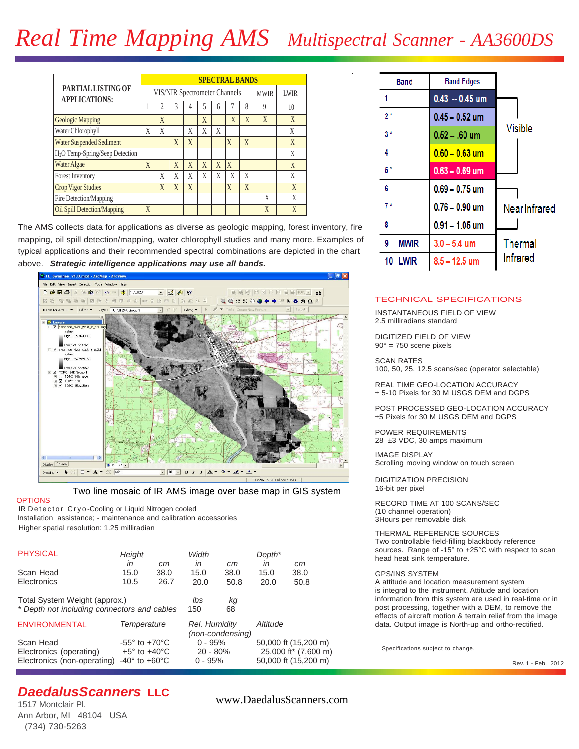# Real Time Mapping AMS *Multispectral Scanner - AA3600DS*

| PARTIAL LISTING OF APPLICATIONS: | SPECTRAL BANDS | | | | | | | | | |
|---|---|---|---|---|---|---|---|---|---|---|
| | VIS/NIR Spectrometer Channels | | | | | | | | MWIR | LWIR |
| | 1 | 2 | 3 | 4 | 5 | 6 | 7 | 8 | 9 | 10 |
| Geologic Mapping | | X | | | X | | X | X | X | X |
| Water Chlorophyll | X | X | | X | X | X | | | | X |
| Water Suspended Sediment | | | X | X | | | X | X | | X |
| $H_2O$ Temp-Spring/Seep Detection | | | | | | | | | | X |
| Water Algae | X | | X | X | X | X | X | | | X |
| Forest Inventory | | X | X | X | X | X | X | X | | X |
| Crop Vigor Studies | | X | X | X | | | X | X | | X |
| Fire Detection/Mapping | | | | | | | | | X | X |
| Oil Spill Detection/Mapping | X | | | | | | | | X | X |

The AMS collects data for applications as diverse as geologic mapping, forest inventory, fire mapping, oil spill detection/mapping, water chlorophyll studies and many more. Examples of typical applications and their recommended spectral combinations are depicted in the chart above. ***Strategic intelligence applications may use all bands.***

Two line mosaic of IR AMS image over base map in GIS system

| Band | Band Edges | |
|---|---|---|
| 1 | 0.43 – 0.45 um | Visible |
| 2 * | 0.45 – 0.52 um | Visible |
| 3 * | 0.52 – .60 um | Visible |
| 4 | 0.60 – 0.63 um | Visible |
| 5 * | 0.63 – 0.69 um | Visible |
| 6 | 0.69 – 0.75 um | Near Infrared |
| 7 * | 0.76 – 0.90 um | Near Infrared |
| 8 | 0.91 – 1.05 um | Near Infrared |
| 9 MWIR | 3.0 – 5.4 um | Thermal Infrared |
| 10 LWIR | 8.5 – 12.5 um | Thermal Infrared |

## OPTIONS

IR Detector Cryo-Cooling or Liquid Nitrogen cooled
Installation assistance; - maintenance and calibration accessories
Higher spatial resolution: 1.25 milliradian

## TECHNICAL SPECIFICATIONS

INSTANTANEOUS FIELD OF VIEW
2.5 milliradians standard

DIGITIZED FIELD OF VIEW
90° = 750 scene pixels

SCAN RATES
100, 50, 25, 12.5 scans/sec (operator selectable)

REAL TIME GEO-LOCATION ACCURACY
± 5-10 Pixels for 30 M USGS DEM and DGPS

POST PROCESSED GEO-LOCATION ACCURACY
±5 Pixels for 30 M USGS DEM and DGPS

POWER REQUIREMENTS
28 ±3 VDC, 30 amps maximum

IMAGE DISPLAY
Scrolling moving window on touch screen

DIGITIZATION PRECISION
16-bit per pixel

RECORD TIME AT 100 SCANS/SEC
(10 channel operation)
3Hours per removable disk

THERMAL REFERENCE SOURCES
Two controllable field-filling blackbody reference sources. Range of -15° to +25°C with respect to scan head heat sink temperature.

GPS/INS SYSTEM
A attitude and location measurement system is integral to the instrument. Attitude and location information from this system are used in real-time or in post processing, together with a DEM, to remove the effects of aircraft motion & terrain relief from the image data. Output image is North-up and ortho-rectified.

Specifications subject to change.

## PHYSICAL

| | Height | | Width | | Depth* | |
|---|---|---|---|---|---|---|
| | *in* | *cm* | *in* | *cm* | *in* | *cm* |
| Scan Head | 15.0 | 38.0 | 15.0 | 38.0 | 15.0 | 38.0 |
| Electronics | 10.5 | 26.7 | 20.0 | 50.8 | 20.0 | 50.8 |

| | *lbs* | *kg* |
|---|---|---|
| Total System Weight (approx.) | 150 | 68 |

*\* Depth not including connectors and cables*

## ENVIRONMENTAL

| | *Temperature* | *Rel. Humidity (non-condensing)* | *Altitude* |
|---|---|---|---|
| Scan Head | -55° to +70°C | 0 - 95% | 50,000 ft (15,200 m) |
| Electronics (operating) | +5° to +40°C | 20 - 80% | 25,000 ft* (7,600 m) |
| Electronics (non-operating) | -40° to +60°C | 0 - 95% | 50,000 ft (15,200 m) |

Rev. 1 - Feb. 2012

***DaedalusScanners* LLC**
1517 Montclair Pl.
Ann Arbor, MI 48104 USA
(734) 730-5263

www.DaedalusScanners.com